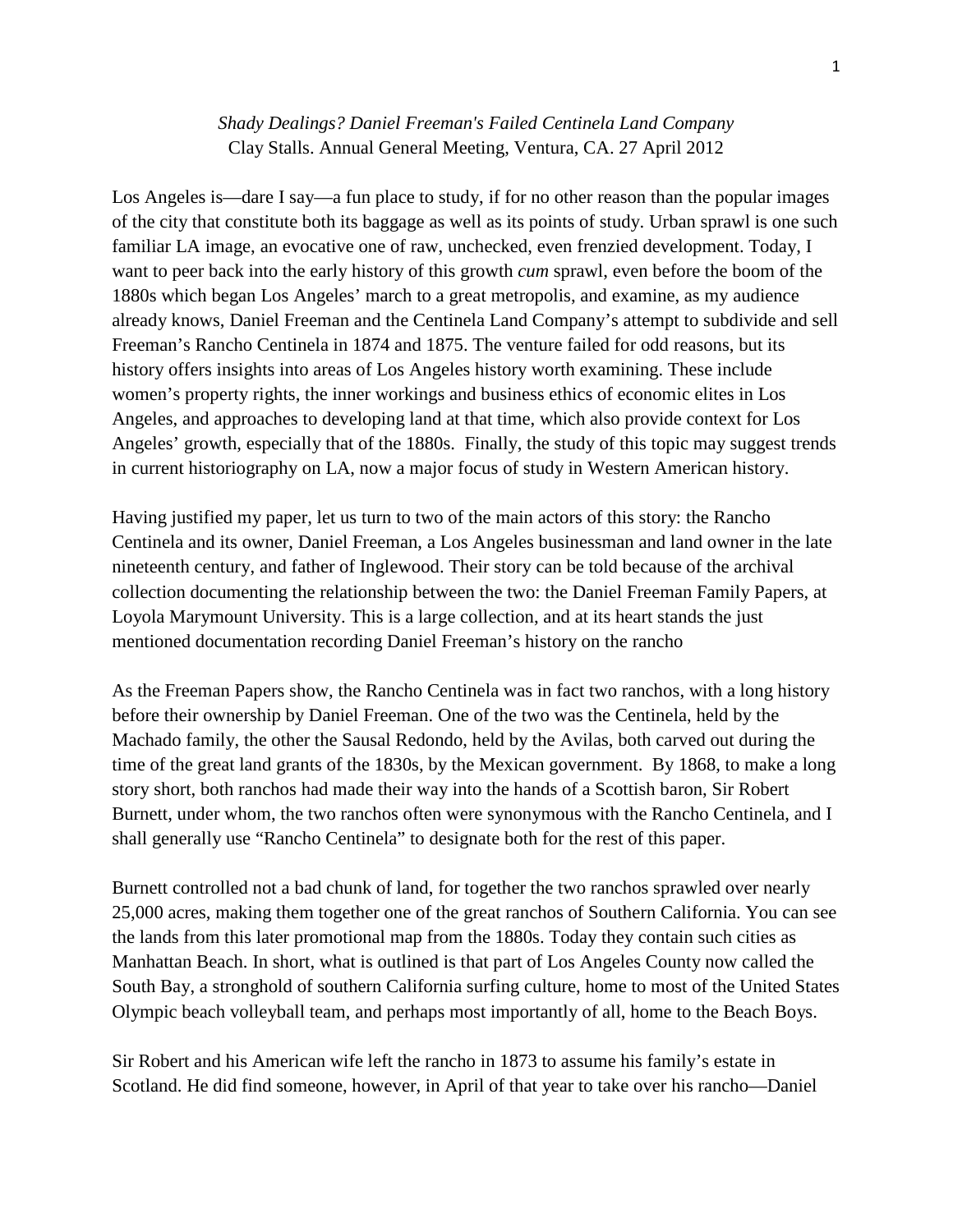*Shady Dealings? Daniel Freeman's Failed Centinela Land Company*
Clay Stalls. Annual General Meeting, Ventura, CA. 27 April 2012

Los Angeles is—dare I say—a fun place to study, if for no other reason than the popular images of the city that constitute both its baggage as well as its points of study. Urban sprawl is one such familiar LA image, an evocative one of raw, unchecked, even frenzied development. Today, I want to peer back into the early history of this growth *cum* sprawl, even before the boom of the 1880s which began Los Angeles' march to a great metropolis, and examine, as my audience already knows, Daniel Freeman and the Centinela Land Company's attempt to subdivide and sell Freeman's Rancho Centinela in 1874 and 1875. The venture failed for odd reasons, but its history offers insights into areas of Los Angeles history worth examining. These include women's property rights, the inner workings and business ethics of economic elites in Los Angeles, and approaches to developing land at that time, which also provide context for Los Angeles' growth, especially that of the 1880s. Finally, the study of this topic may suggest trends in current historiography on LA, now a major focus of study in Western American history.

Having justified my paper, let us turn to two of the main actors of this story: the Rancho Centinela and its owner, Daniel Freeman, a Los Angeles businessman and land owner in the late nineteenth century, and father of Inglewood. Their story can be told because of the archival collection documenting the relationship between the two: the Daniel Freeman Family Papers, at Loyola Marymount University. This is a large collection, and at its heart stands the just mentioned documentation recording Daniel Freeman's history on the rancho

As the Freeman Papers show, the Rancho Centinela was in fact two ranchos, with a long history before their ownership by Daniel Freeman. One of the two was the Centinela, held by the Machado family, the other the Sausal Redondo, held by the Avilas, both carved out during the time of the great land grants of the 1830s, by the Mexican government. By 1868, to make a long story short, both ranchos had made their way into the hands of a Scottish baron, Sir Robert Burnett, under whom, the two ranchos often were synonymous with the Rancho Centinela, and I shall generally use "Rancho Centinela" to designate both for the rest of this paper.

Burnett controlled not a bad chunk of land, for together the two ranchos sprawled over nearly 25,000 acres, making them together one of the great ranchos of Southern California. You can see the lands from this later promotional map from the 1880s. Today they contain such cities as Manhattan Beach. In short, what is outlined is that part of Los Angeles County now called the South Bay, a stronghold of southern California surfing culture, home to most of the United States Olympic beach volleyball team, and perhaps most importantly of all, home to the Beach Boys.

Sir Robert and his American wife left the rancho in 1873 to assume his family's estate in Scotland. He did find someone, however, in April of that year to take over his rancho—Daniel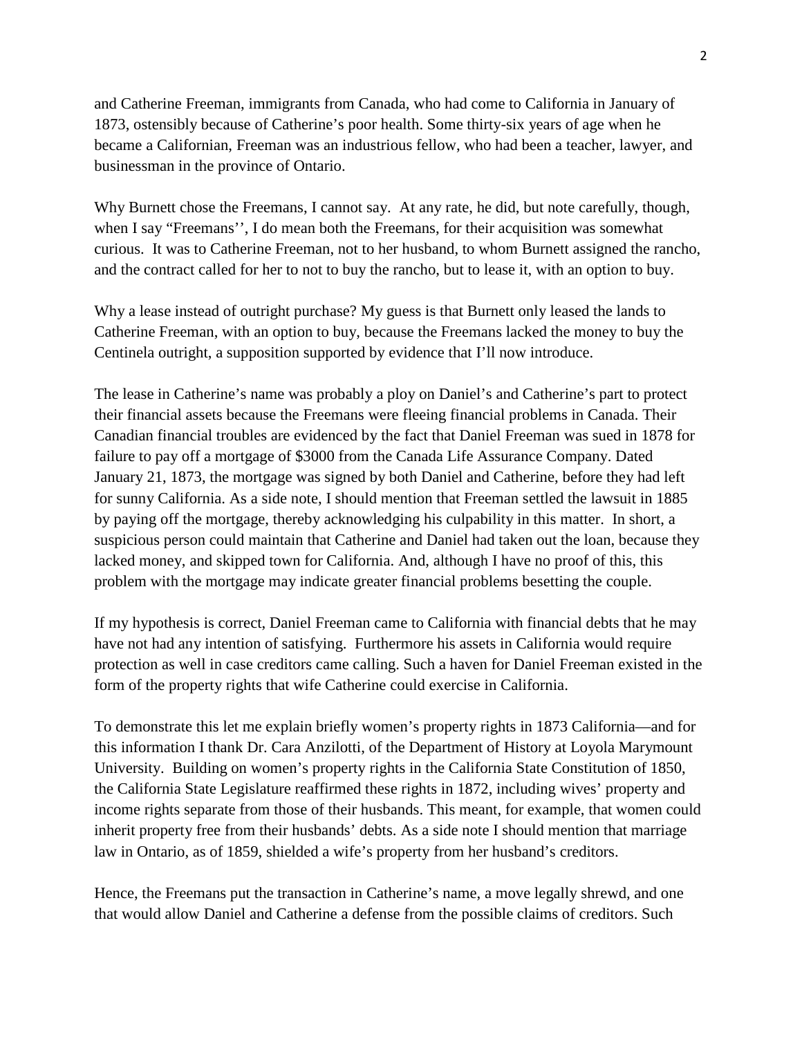and Catherine Freeman, immigrants from Canada, who had come to California in January of 1873, ostensibly because of Catherine's poor health. Some thirty-six years of age when he became a Californian, Freeman was an industrious fellow, who had been a teacher, lawyer, and businessman in the province of Ontario.

Why Burnett chose the Freemans, I cannot say. At any rate, he did, but note carefully, though, when I say "Freemans'', I do mean both the Freemans, for their acquisition was somewhat curious. It was to Catherine Freeman, not to her husband, to whom Burnett assigned the rancho, and the contract called for her to not to buy the rancho, but to lease it, with an option to buy.

Why a lease instead of outright purchase? My guess is that Burnett only leased the lands to Catherine Freeman, with an option to buy, because the Freemans lacked the money to buy the Centinela outright, a supposition supported by evidence that I'll now introduce.

The lease in Catherine's name was probably a ploy on Daniel's and Catherine's part to protect their financial assets because the Freemans were fleeing financial problems in Canada. Their Canadian financial troubles are evidenced by the fact that Daniel Freeman was sued in 1878 for failure to pay off a mortgage of $3000 from the Canada Life Assurance Company. Dated January 21, 1873, the mortgage was signed by both Daniel and Catherine, before they had left for sunny California. As a side note, I should mention that Freeman settled the lawsuit in 1885 by paying off the mortgage, thereby acknowledging his culpability in this matter. In short, a suspicious person could maintain that Catherine and Daniel had taken out the loan, because they lacked money, and skipped town for California. And, although I have no proof of this, this problem with the mortgage may indicate greater financial problems besetting the couple.

If my hypothesis is correct, Daniel Freeman came to California with financial debts that he may have not had any intention of satisfying. Furthermore his assets in California would require protection as well in case creditors came calling. Such a haven for Daniel Freeman existed in the form of the property rights that wife Catherine could exercise in California.

To demonstrate this let me explain briefly women's property rights in 1873 California—and for this information I thank Dr. Cara Anzilotti, of the Department of History at Loyola Marymount University. Building on women's property rights in the California State Constitution of 1850, the California State Legislature reaffirmed these rights in 1872, including wives' property and income rights separate from those of their husbands. This meant, for example, that women could inherit property free from their husbands' debts. As a side note I should mention that marriage law in Ontario, as of 1859, shielded a wife's property from her husband's creditors.

Hence, the Freemans put the transaction in Catherine's name, a move legally shrewd, and one that would allow Daniel and Catherine a defense from the possible claims of creditors. Such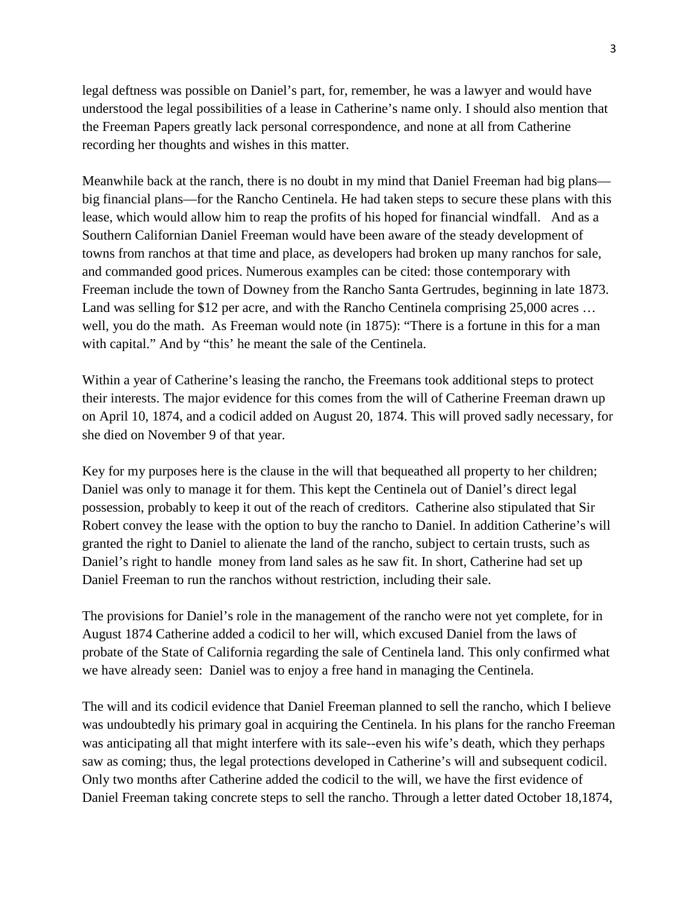legal deftness was possible on Daniel's part, for, remember, he was a lawyer and would have understood the legal possibilities of a lease in Catherine's name only. I should also mention that the Freeman Papers greatly lack personal correspondence, and none at all from Catherine recording her thoughts and wishes in this matter.

Meanwhile back at the ranch, there is no doubt in my mind that Daniel Freeman had big plans—big financial plans—for the Rancho Centinela. He had taken steps to secure these plans with this lease, which would allow him to reap the profits of his hoped for financial windfall. And as a Southern Californian Daniel Freeman would have been aware of the steady development of towns from ranchos at that time and place, as developers had broken up many ranchos for sale, and commanded good prices. Numerous examples can be cited: those contemporary with Freeman include the town of Downey from the Rancho Santa Gertrudes, beginning in late 1873. Land was selling for $12 per acre, and with the Rancho Centinela comprising 25,000 acres … well, you do the math. As Freeman would note (in 1875): "There is a fortune in this for a man with capital." And by "this' he meant the sale of the Centinela.

Within a year of Catherine's leasing the rancho, the Freemans took additional steps to protect their interests. The major evidence for this comes from the will of Catherine Freeman drawn up on April 10, 1874, and a codicil added on August 20, 1874. This will proved sadly necessary, for she died on November 9 of that year.

Key for my purposes here is the clause in the will that bequeathed all property to her children; Daniel was only to manage it for them. This kept the Centinela out of Daniel's direct legal possession, probably to keep it out of the reach of creditors. Catherine also stipulated that Sir Robert convey the lease with the option to buy the rancho to Daniel. In addition Catherine's will granted the right to Daniel to alienate the land of the rancho, subject to certain trusts, such as Daniel's right to handle money from land sales as he saw fit. In short, Catherine had set up Daniel Freeman to run the ranchos without restriction, including their sale.

The provisions for Daniel's role in the management of the rancho were not yet complete, for in August 1874 Catherine added a codicil to her will, which excused Daniel from the laws of probate of the State of California regarding the sale of Centinela land. This only confirmed what we have already seen: Daniel was to enjoy a free hand in managing the Centinela.

The will and its codicil evidence that Daniel Freeman planned to sell the rancho, which I believe was undoubtedly his primary goal in acquiring the Centinela. In his plans for the rancho Freeman was anticipating all that might interfere with its sale--even his wife's death, which they perhaps saw as coming; thus, the legal protections developed in Catherine's will and subsequent codicil. Only two months after Catherine added the codicil to the will, we have the first evidence of Daniel Freeman taking concrete steps to sell the rancho. Through a letter dated October 18,1874,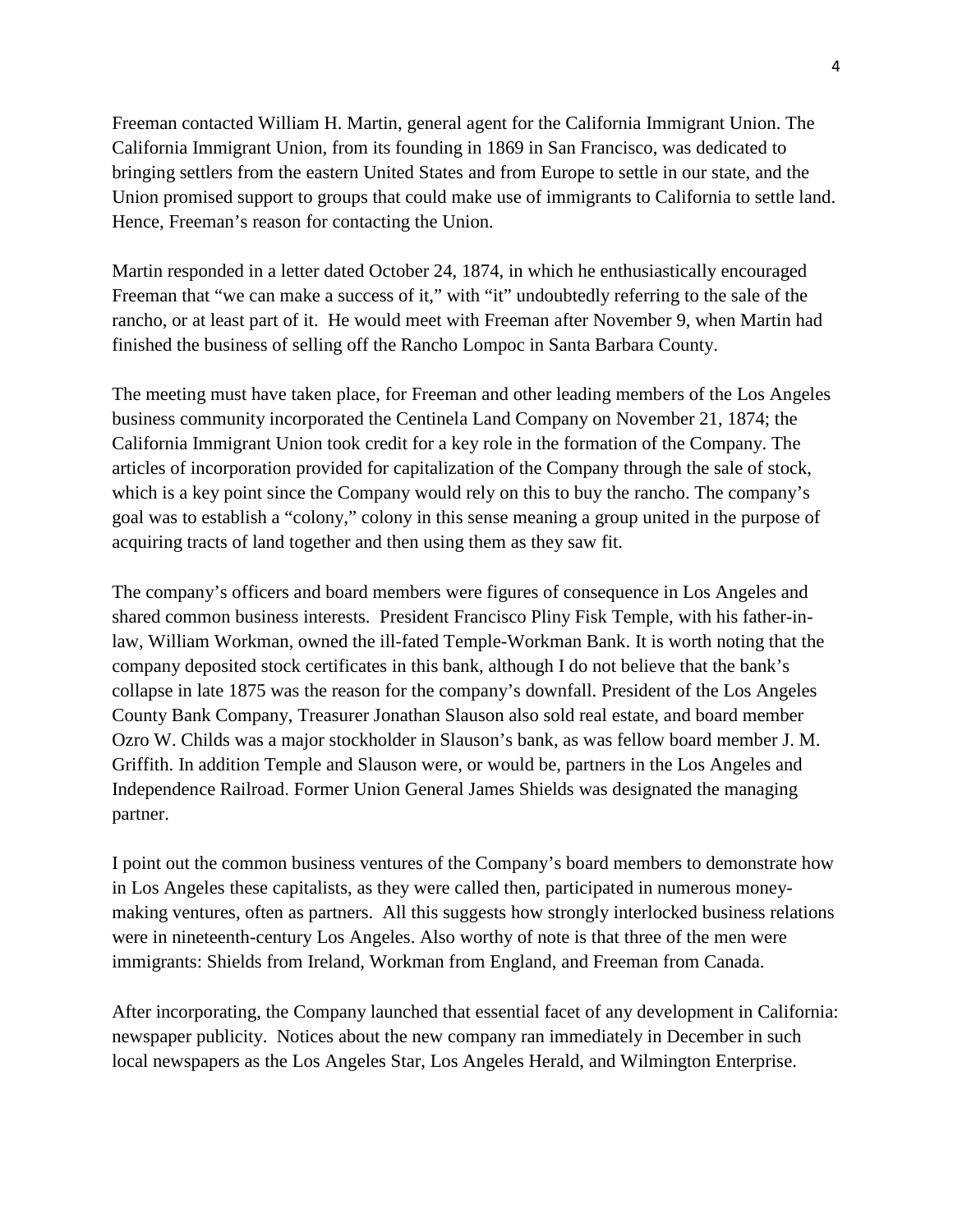Freeman contacted William H. Martin, general agent for the California Immigrant Union. The California Immigrant Union, from its founding in 1869 in San Francisco, was dedicated to bringing settlers from the eastern United States and from Europe to settle in our state, and the Union promised support to groups that could make use of immigrants to California to settle land. Hence, Freeman's reason for contacting the Union.

Martin responded in a letter dated October 24, 1874, in which he enthusiastically encouraged Freeman that "we can make a success of it," with "it" undoubtedly referring to the sale of the rancho, or at least part of it. He would meet with Freeman after November 9, when Martin had finished the business of selling off the Rancho Lompoc in Santa Barbara County.

The meeting must have taken place, for Freeman and other leading members of the Los Angeles business community incorporated the Centinela Land Company on November 21, 1874; the California Immigrant Union took credit for a key role in the formation of the Company. The articles of incorporation provided for capitalization of the Company through the sale of stock, which is a key point since the Company would rely on this to buy the rancho. The company's goal was to establish a "colony," colony in this sense meaning a group united in the purpose of acquiring tracts of land together and then using them as they saw fit.

The company's officers and board members were figures of consequence in Los Angeles and shared common business interests. President Francisco Pliny Fisk Temple, with his father-in-law, William Workman, owned the ill-fated Temple-Workman Bank. It is worth noting that the company deposited stock certificates in this bank, although I do not believe that the bank's collapse in late 1875 was the reason for the company's downfall. President of the Los Angeles County Bank Company, Treasurer Jonathan Slauson also sold real estate, and board member Ozro W. Childs was a major stockholder in Slauson's bank, as was fellow board member J. M. Griffith. In addition Temple and Slauson were, or would be, partners in the Los Angeles and Independence Railroad. Former Union General James Shields was designated the managing partner.

I point out the common business ventures of the Company's board members to demonstrate how in Los Angeles these capitalists, as they were called then, participated in numerous money-making ventures, often as partners. All this suggests how strongly interlocked business relations were in nineteenth-century Los Angeles. Also worthy of note is that three of the men were immigrants: Shields from Ireland, Workman from England, and Freeman from Canada.

After incorporating, the Company launched that essential facet of any development in California: newspaper publicity. Notices about the new company ran immediately in December in such local newspapers as the Los Angeles Star, Los Angeles Herald, and Wilmington Enterprise.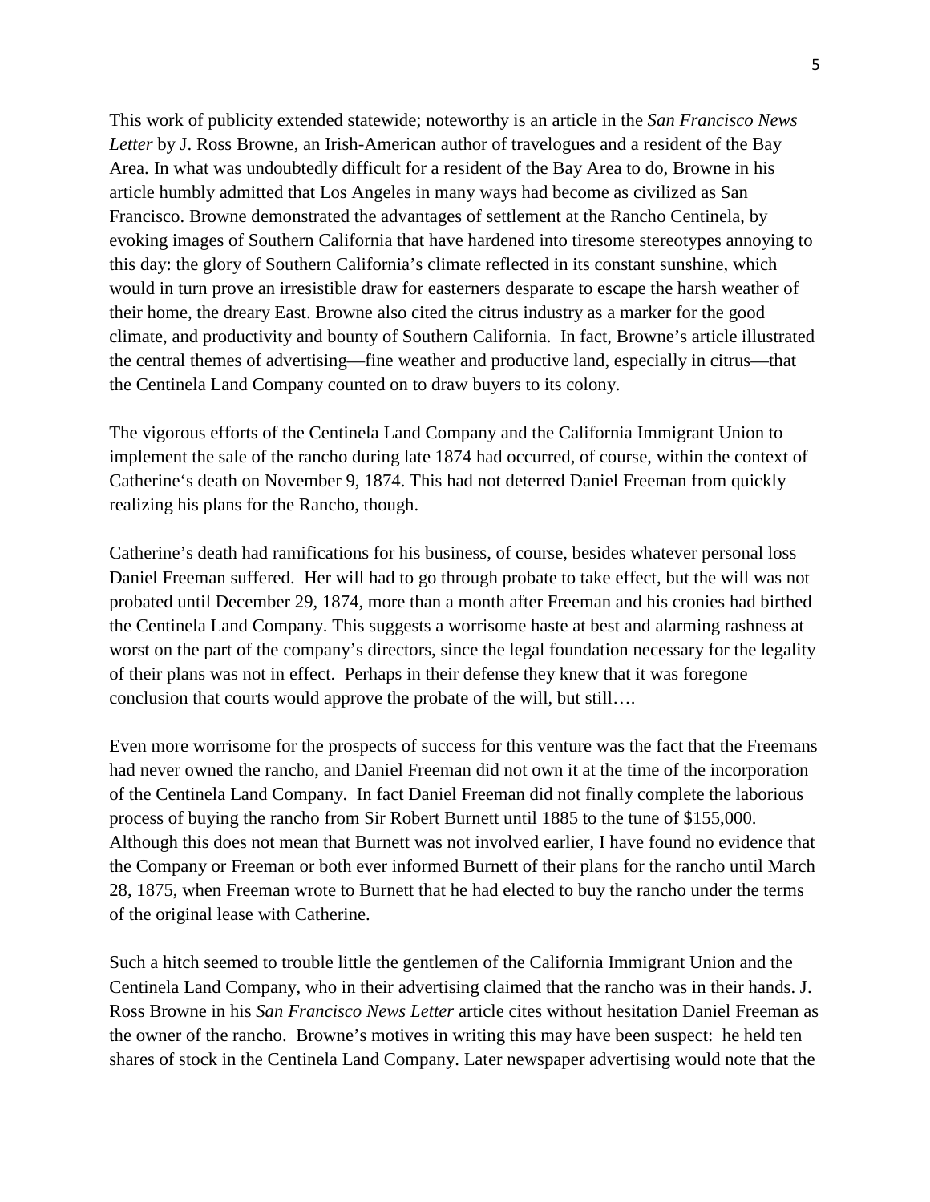This work of publicity extended statewide; noteworthy is an article in the *San Francisco News Letter* by J. Ross Browne, an Irish-American author of travelogues and a resident of the Bay Area. In what was undoubtedly difficult for a resident of the Bay Area to do, Browne in his article humbly admitted that Los Angeles in many ways had become as civilized as San Francisco. Browne demonstrated the advantages of settlement at the Rancho Centinela, by evoking images of Southern California that have hardened into tiresome stereotypes annoying to this day: the glory of Southern California's climate reflected in its constant sunshine, which would in turn prove an irresistible draw for easterners desparate to escape the harsh weather of their home, the dreary East. Browne also cited the citrus industry as a marker for the good climate, and productivity and bounty of Southern California. In fact, Browne's article illustrated the central themes of advertising—fine weather and productive land, especially in citrus—that the Centinela Land Company counted on to draw buyers to its colony.

The vigorous efforts of the Centinela Land Company and the California Immigrant Union to implement the sale of the rancho during late 1874 had occurred, of course, within the context of Catherine's death on November 9, 1874. This had not deterred Daniel Freeman from quickly realizing his plans for the Rancho, though.

Catherine's death had ramifications for his business, of course, besides whatever personal loss Daniel Freeman suffered. Her will had to go through probate to take effect, but the will was not probated until December 29, 1874, more than a month after Freeman and his cronies had birthed the Centinela Land Company. This suggests a worrisome haste at best and alarming rashness at worst on the part of the company's directors, since the legal foundation necessary for the legality of their plans was not in effect. Perhaps in their defense they knew that it was foregone conclusion that courts would approve the probate of the will, but still….

Even more worrisome for the prospects of success for this venture was the fact that the Freemans had never owned the rancho, and Daniel Freeman did not own it at the time of the incorporation of the Centinela Land Company. In fact Daniel Freeman did not finally complete the laborious process of buying the rancho from Sir Robert Burnett until 1885 to the tune of $155,000. Although this does not mean that Burnett was not involved earlier, I have found no evidence that the Company or Freeman or both ever informed Burnett of their plans for the rancho until March 28, 1875, when Freeman wrote to Burnett that he had elected to buy the rancho under the terms of the original lease with Catherine.

Such a hitch seemed to trouble little the gentlemen of the California Immigrant Union and the Centinela Land Company, who in their advertising claimed that the rancho was in their hands. J. Ross Browne in his *San Francisco News Letter* article cites without hesitation Daniel Freeman as the owner of the rancho. Browne's motives in writing this may have been suspect: he held ten shares of stock in the Centinela Land Company. Later newspaper advertising would note that the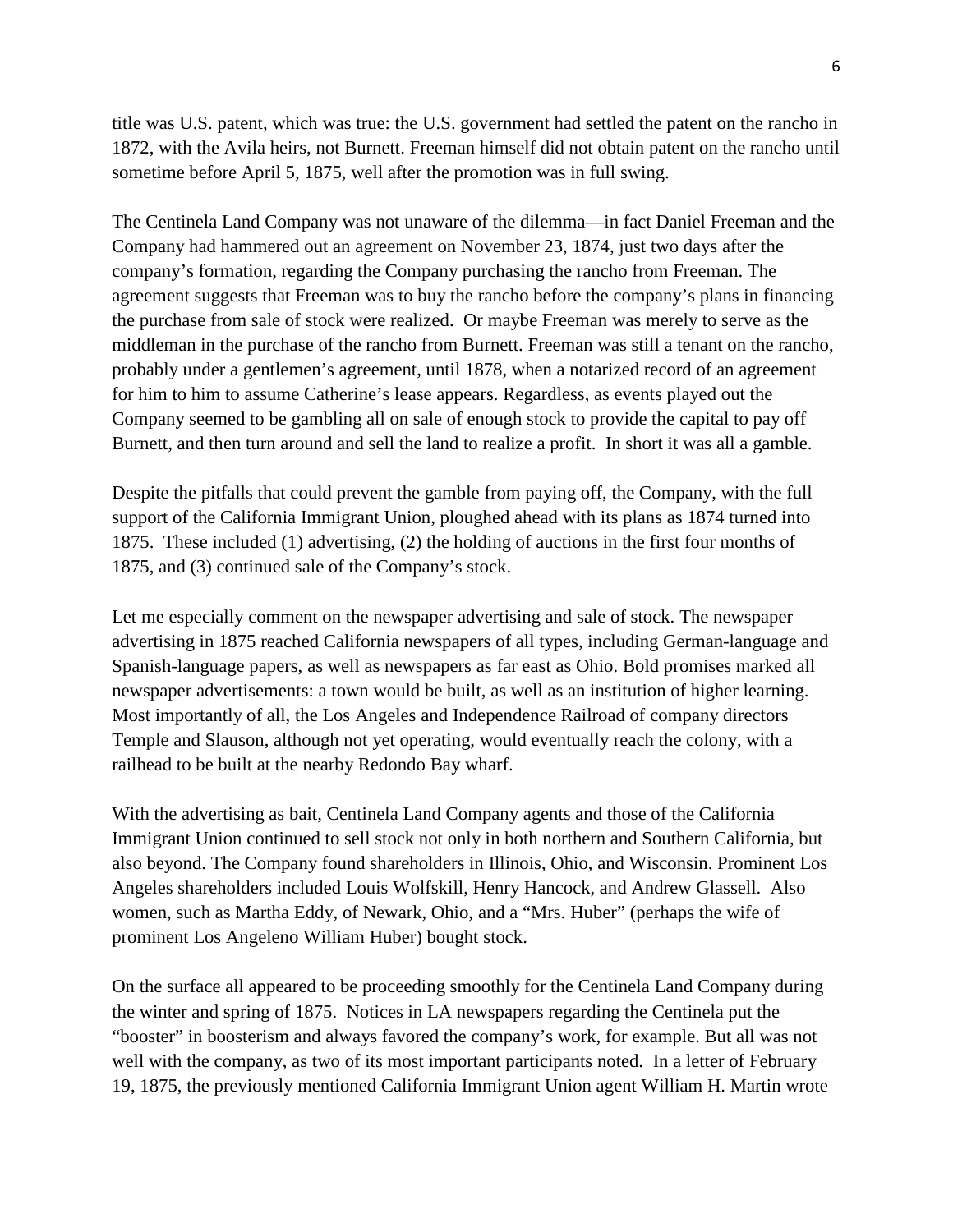title was U.S. patent, which was true: the U.S. government had settled the patent on the rancho in 1872, with the Avila heirs, not Burnett. Freeman himself did not obtain patent on the rancho until sometime before April 5, 1875, well after the promotion was in full swing.

The Centinela Land Company was not unaware of the dilemma—in fact Daniel Freeman and the Company had hammered out an agreement on November 23, 1874, just two days after the company's formation, regarding the Company purchasing the rancho from Freeman. The agreement suggests that Freeman was to buy the rancho before the company's plans in financing the purchase from sale of stock were realized. Or maybe Freeman was merely to serve as the middleman in the purchase of the rancho from Burnett. Freeman was still a tenant on the rancho, probably under a gentlemen's agreement, until 1878, when a notarized record of an agreement for him to him to assume Catherine's lease appears. Regardless, as events played out the Company seemed to be gambling all on sale of enough stock to provide the capital to pay off Burnett, and then turn around and sell the land to realize a profit. In short it was all a gamble.

Despite the pitfalls that could prevent the gamble from paying off, the Company, with the full support of the California Immigrant Union, ploughed ahead with its plans as 1874 turned into 1875. These included (1) advertising, (2) the holding of auctions in the first four months of 1875, and (3) continued sale of the Company's stock.

Let me especially comment on the newspaper advertising and sale of stock. The newspaper advertising in 1875 reached California newspapers of all types, including German-language and Spanish-language papers, as well as newspapers as far east as Ohio. Bold promises marked all newspaper advertisements: a town would be built, as well as an institution of higher learning. Most importantly of all, the Los Angeles and Independence Railroad of company directors Temple and Slauson, although not yet operating, would eventually reach the colony, with a railhead to be built at the nearby Redondo Bay wharf.

With the advertising as bait, Centinela Land Company agents and those of the California Immigrant Union continued to sell stock not only in both northern and Southern California, but also beyond. The Company found shareholders in Illinois, Ohio, and Wisconsin. Prominent Los Angeles shareholders included Louis Wolfskill, Henry Hancock, and Andrew Glassell. Also women, such as Martha Eddy, of Newark, Ohio, and a "Mrs. Huber" (perhaps the wife of prominent Los Angeleno William Huber) bought stock.

On the surface all appeared to be proceeding smoothly for the Centinela Land Company during the winter and spring of 1875. Notices in LA newspapers regarding the Centinela put the "booster" in boosterism and always favored the company's work, for example. But all was not well with the company, as two of its most important participants noted. In a letter of February 19, 1875, the previously mentioned California Immigrant Union agent William H. Martin wrote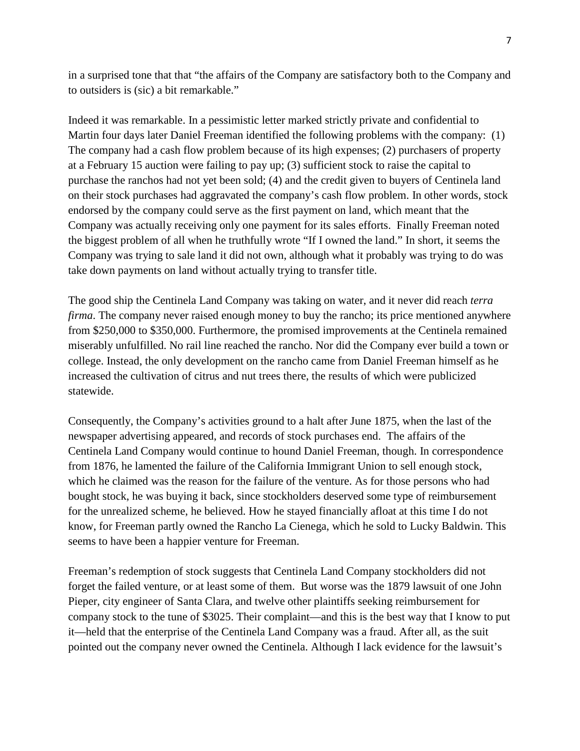in a surprised tone that that "the affairs of the Company are satisfactory both to the Company and to outsiders is (sic) a bit remarkable."

Indeed it was remarkable. In a pessimistic letter marked strictly private and confidential to Martin four days later Daniel Freeman identified the following problems with the company: (1) The company had a cash flow problem because of its high expenses; (2) purchasers of property at a February 15 auction were failing to pay up; (3) sufficient stock to raise the capital to purchase the ranchos had not yet been sold; (4) and the credit given to buyers of Centinela land on their stock purchases had aggravated the company's cash flow problem. In other words, stock endorsed by the company could serve as the first payment on land, which meant that the Company was actually receiving only one payment for its sales efforts. Finally Freeman noted the biggest problem of all when he truthfully wrote "If I owned the land." In short, it seems the Company was trying to sale land it did not own, although what it probably was trying to do was take down payments on land without actually trying to transfer title.

The good ship the Centinela Land Company was taking on water, and it never did reach *terra firma*. The company never raised enough money to buy the rancho; its price mentioned anywhere from $250,000 to $350,000. Furthermore, the promised improvements at the Centinela remained miserably unfulfilled. No rail line reached the rancho. Nor did the Company ever build a town or college. Instead, the only development on the rancho came from Daniel Freeman himself as he increased the cultivation of citrus and nut trees there, the results of which were publicized statewide.

Consequently, the Company's activities ground to a halt after June 1875, when the last of the newspaper advertising appeared, and records of stock purchases end. The affairs of the Centinela Land Company would continue to hound Daniel Freeman, though. In correspondence from 1876, he lamented the failure of the California Immigrant Union to sell enough stock, which he claimed was the reason for the failure of the venture. As for those persons who had bought stock, he was buying it back, since stockholders deserved some type of reimbursement for the unrealized scheme, he believed. How he stayed financially afloat at this time I do not know, for Freeman partly owned the Rancho La Cienega, which he sold to Lucky Baldwin. This seems to have been a happier venture for Freeman.

Freeman's redemption of stock suggests that Centinela Land Company stockholders did not forget the failed venture, or at least some of them. But worse was the 1879 lawsuit of one John Pieper, city engineer of Santa Clara, and twelve other plaintiffs seeking reimbursement for company stock to the tune of $3025. Their complaint—and this is the best way that I know to put it—held that the enterprise of the Centinela Land Company was a fraud. After all, as the suit pointed out the company never owned the Centinela. Although I lack evidence for the lawsuit's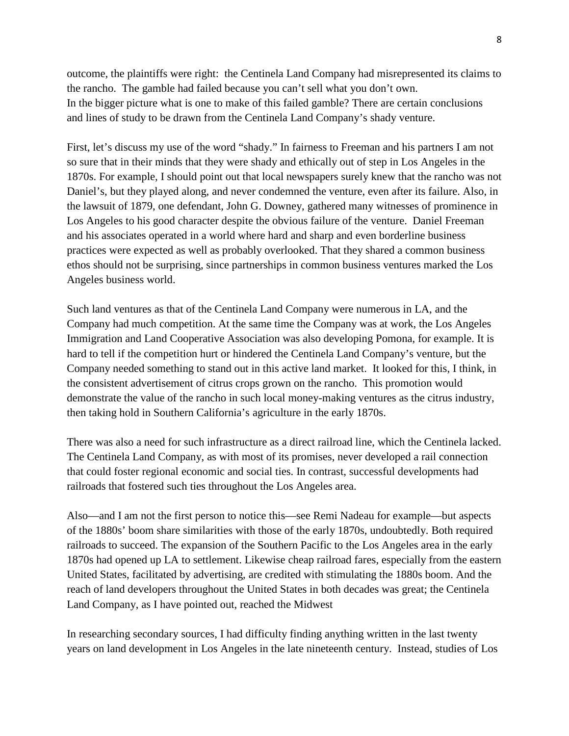outcome, the plaintiffs were right: the Centinela Land Company had misrepresented its claims to the rancho. The gamble had failed because you can't sell what you don't own.
In the bigger picture what is one to make of this failed gamble? There are certain conclusions and lines of study to be drawn from the Centinela Land Company's shady venture.

First, let's discuss my use of the word "shady." In fairness to Freeman and his partners I am not so sure that in their minds that they were shady and ethically out of step in Los Angeles in the 1870s. For example, I should point out that local newspapers surely knew that the rancho was not Daniel's, but they played along, and never condemned the venture, even after its failure. Also, in the lawsuit of 1879, one defendant, John G. Downey, gathered many witnesses of prominence in Los Angeles to his good character despite the obvious failure of the venture. Daniel Freeman and his associates operated in a world where hard and sharp and even borderline business practices were expected as well as probably overlooked. That they shared a common business ethos should not be surprising, since partnerships in common business ventures marked the Los Angeles business world.

Such land ventures as that of the Centinela Land Company were numerous in LA, and the Company had much competition. At the same time the Company was at work, the Los Angeles Immigration and Land Cooperative Association was also developing Pomona, for example. It is hard to tell if the competition hurt or hindered the Centinela Land Company's venture, but the Company needed something to stand out in this active land market. It looked for this, I think, in the consistent advertisement of citrus crops grown on the rancho. This promotion would demonstrate the value of the rancho in such local money-making ventures as the citrus industry, then taking hold in Southern California's agriculture in the early 1870s.

There was also a need for such infrastructure as a direct railroad line, which the Centinela lacked. The Centinela Land Company, as with most of its promises, never developed a rail connection that could foster regional economic and social ties. In contrast, successful developments had railroads that fostered such ties throughout the Los Angeles area.

Also—and I am not the first person to notice this—see Remi Nadeau for example—but aspects of the 1880s' boom share similarities with those of the early 1870s, undoubtedly. Both required railroads to succeed. The expansion of the Southern Pacific to the Los Angeles area in the early 1870s had opened up LA to settlement. Likewise cheap railroad fares, especially from the eastern United States, facilitated by advertising, are credited with stimulating the 1880s boom. And the reach of land developers throughout the United States in both decades was great; the Centinela Land Company, as I have pointed out, reached the Midwest

In researching secondary sources, I had difficulty finding anything written in the last twenty years on land development in Los Angeles in the late nineteenth century. Instead, studies of Los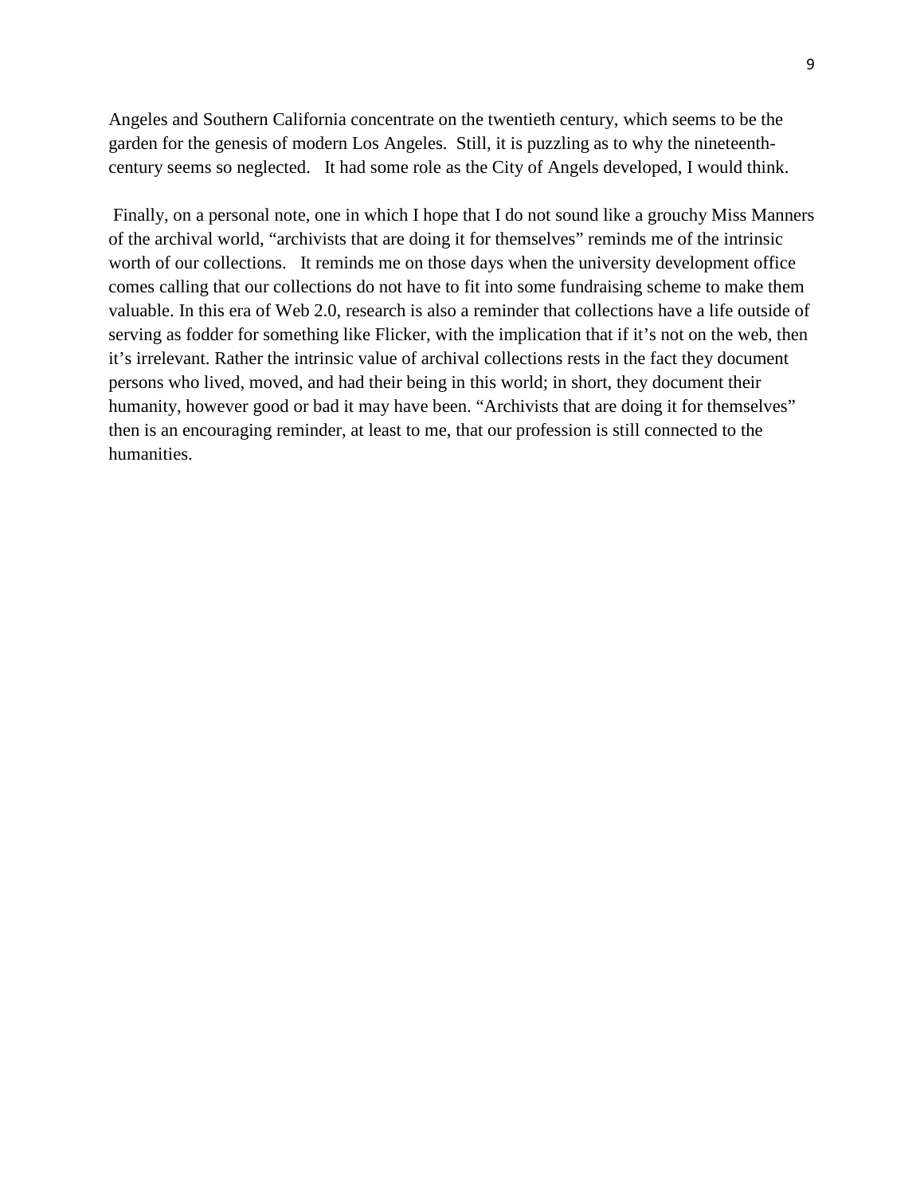Angeles and Southern California concentrate on the twentieth century, which seems to be the garden for the genesis of modern Los Angeles. Still, it is puzzling as to why the nineteenth-century seems so neglected. It had some role as the City of Angels developed, I would think.

Finally, on a personal note, one in which I hope that I do not sound like a grouchy Miss Manners of the archival world, "archivists that are doing it for themselves" reminds me of the intrinsic worth of our collections. It reminds me on those days when the university development office comes calling that our collections do not have to fit into some fundraising scheme to make them valuable. In this era of Web 2.0, research is also a reminder that collections have a life outside of serving as fodder for something like Flicker, with the implication that if it's not on the web, then it's irrelevant. Rather the intrinsic value of archival collections rests in the fact they document persons who lived, moved, and had their being in this world; in short, they document their humanity, however good or bad it may have been. "Archivists that are doing it for themselves" then is an encouraging reminder, at least to me, that our profession is still connected to the humanities.